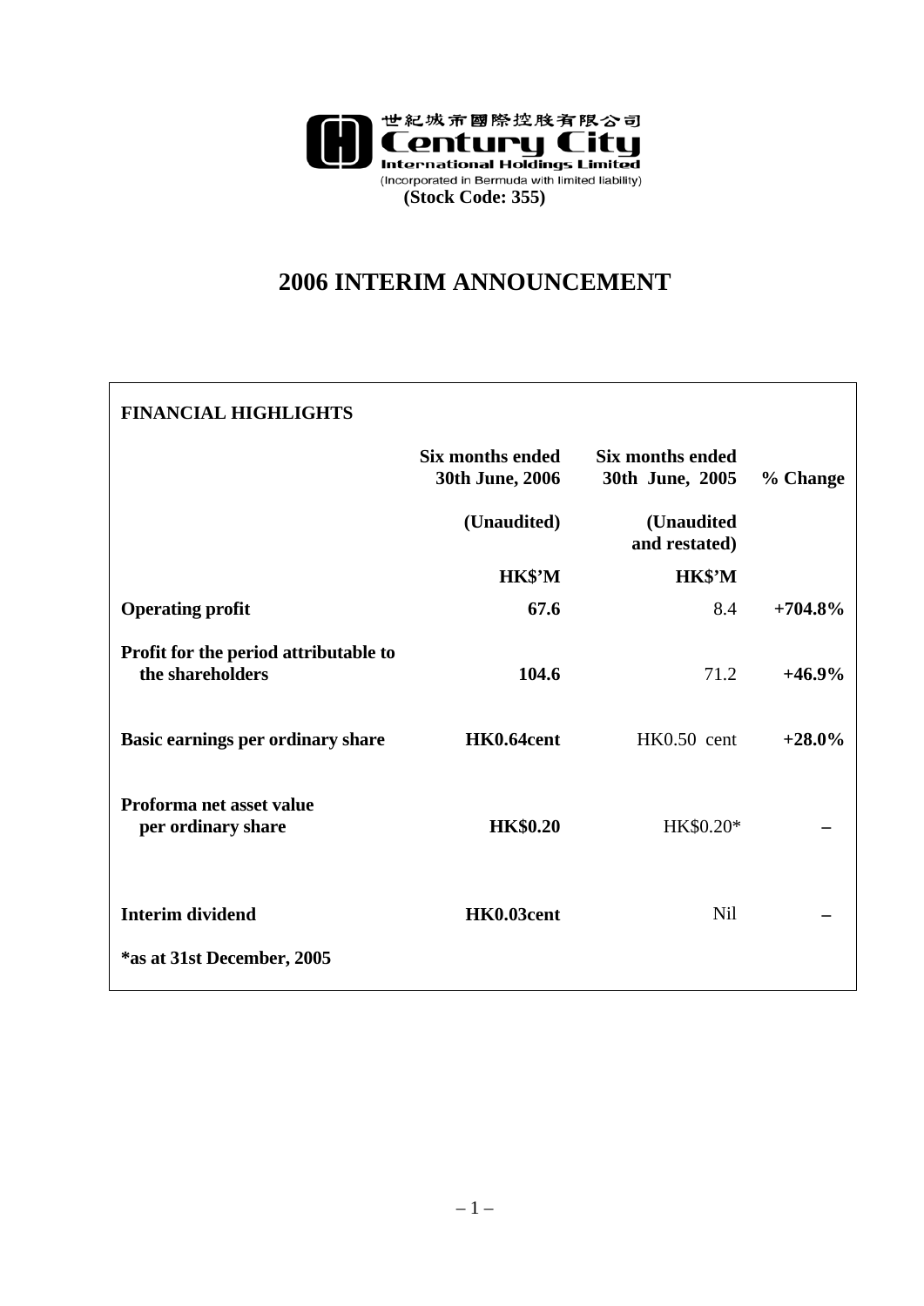世紀城市國際控股有限公司
**Century City**
**International Holdings Limited**
(Incorporated in Bermuda with limited liability)
**(Stock Code: 355)**

# 2006 INTERIM ANNOUNCEMENT

## FINANCIAL HIGHLIGHTS

| | Six months ended 30th June, 2006 | Six months ended 30th June, 2005 | % Change |
|---|---|---|---|
| | (Unaudited) | (Unaudited and restated) | |
| | HK$'M | HK$'M | |
| **Operating profit** | **67.6** | 8.4 | **+704.8%** |
| **Profit for the period attributable to the shareholders** | **104.6** | 71.2 | **+46.9%** |
| **Basic earnings per ordinary share** | **HK0.64cent** | HK0.50 cent | **+28.0%** |
| **Proforma net asset value per ordinary share** | **HK$0.20** | HK$0.20* | **–** |
| **Interim dividend** | **HK0.03cent** | Nil | **–** |

**\*as at 31st December, 2005**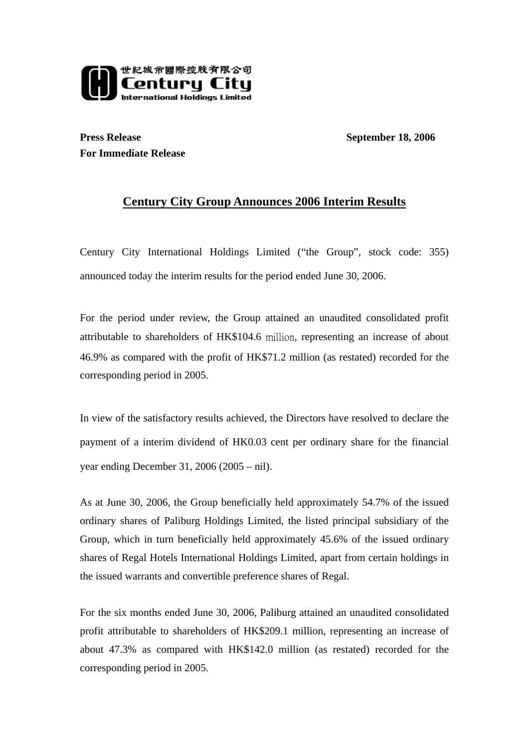世紀城市國際控股有限公司
**Century City**
**International Holdings Limited**

**Press Release** **September 18, 2006**
**For Immediate Release**

## Century City Group Announces 2006 Interim Results

Century City International Holdings Limited ("the Group", stock code: 355) announced today the interim results for the period ended June 30, 2006.

For the period under review, the Group attained an unaudited consolidated profit attributable to shareholders of HK$104.6 million, representing an increase of about 46.9% as compared with the profit of HK$71.2 million (as restated) recorded for the corresponding period in 2005.

In view of the satisfactory results achieved, the Directors have resolved to declare the payment of a interim dividend of HK0.03 cent per ordinary share for the financial year ending December 31, 2006 (2005 – nil).

As at June 30, 2006, the Group beneficially held approximately 54.7% of the issued ordinary shares of Paliburg Holdings Limited, the listed principal subsidiary of the Group, which in turn beneficially held approximately 45.6% of the issued ordinary shares of Regal Hotels International Holdings Limited, apart from certain holdings in the issued warrants and convertible preference shares of Regal.

For the six months ended June 30, 2006, Paliburg attained an unaudited consolidated profit attributable to shareholders of HK$209.1 million, representing an increase of about 47.3% as compared with HK$142.0 million (as restated) recorded for the corresponding period in 2005.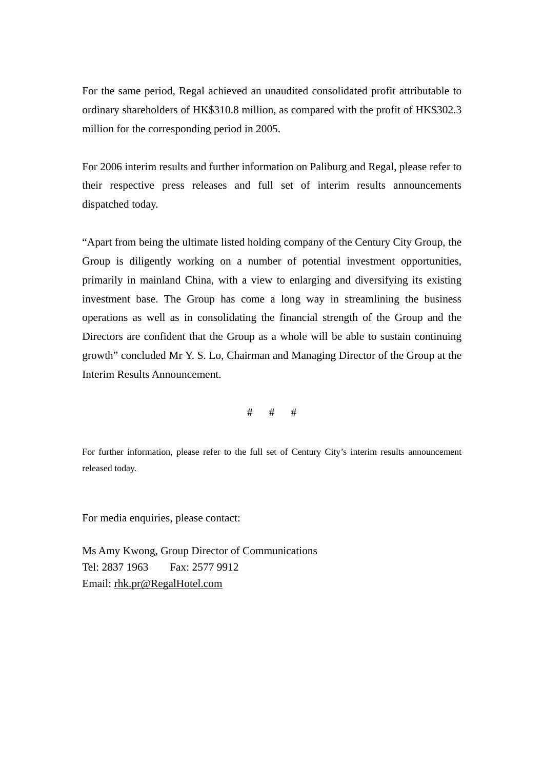For the same period, Regal achieved an unaudited consolidated profit attributable to ordinary shareholders of HK$310.8 million, as compared with the profit of HK$302.3 million for the corresponding period in 2005.

For 2006 interim results and further information on Paliburg and Regal, please refer to their respective press releases and full set of interim results announcements dispatched today.

"Apart from being the ultimate listed holding company of the Century City Group, the Group is diligently working on a number of potential investment opportunities, primarily in mainland China, with a view to enlarging and diversifying its existing investment base. The Group has come a long way in streamlining the business operations as well as in consolidating the financial strength of the Group and the Directors are confident that the Group as a whole will be able to sustain continuing growth" concluded Mr Y. S. Lo, Chairman and Managing Director of the Group at the Interim Results Announcement.

# # #

For further information, please refer to the full set of Century City's interim results announcement released today.

For media enquiries, please contact:

Ms Amy Kwong, Group Director of Communications
Tel: 2837 1963 Fax: 2577 9912
Email: rhk.pr@RegalHotel.com